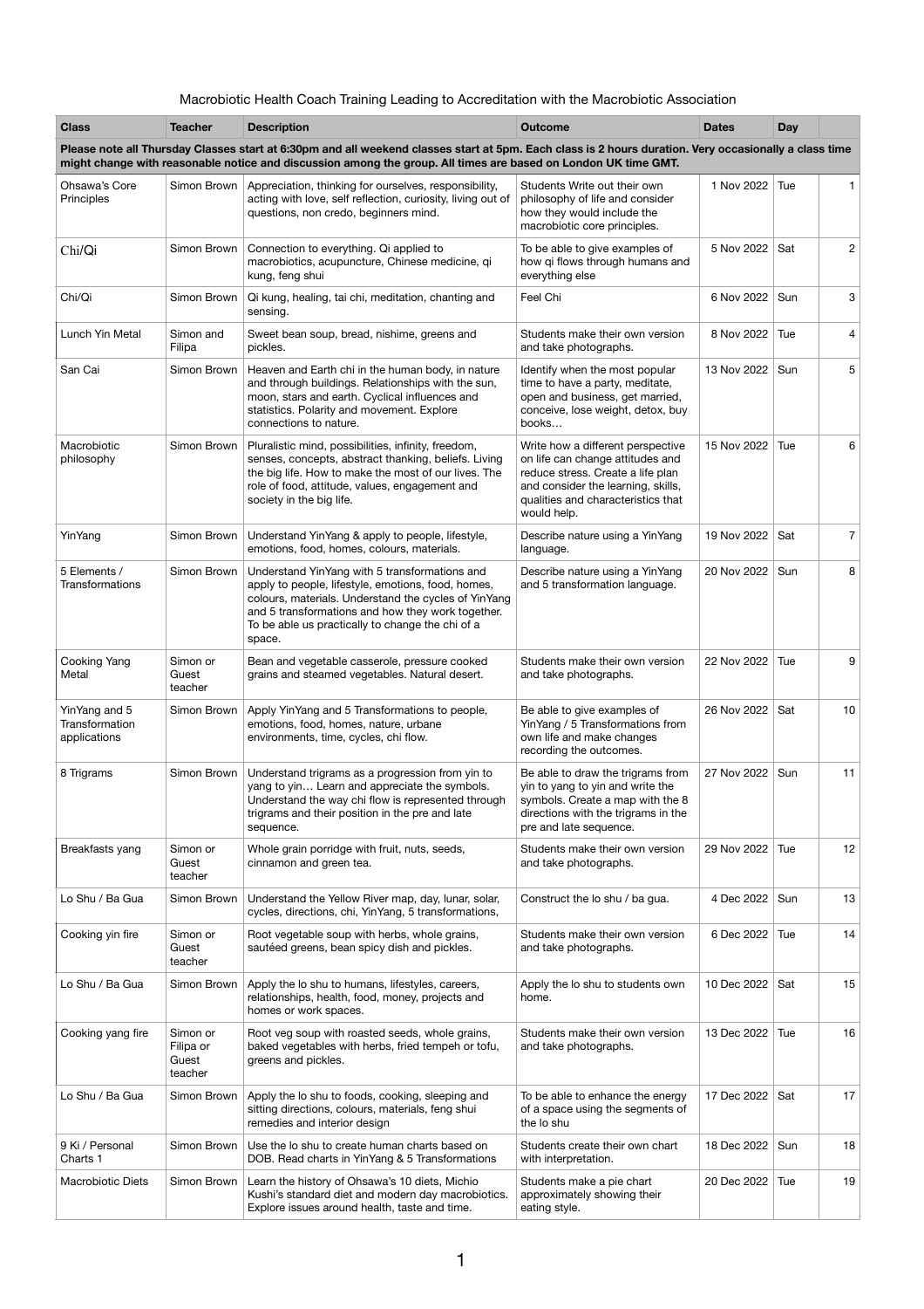Macrobiotic Health Coach Training Leading to Accreditation with the Macrobiotic Association

| Class | Teacher | Description | Outcome | Dates | Day | |
|---|---|---|---|---|---|---|
| **Please note all Thursday Classes start at 6:30pm and all weekend classes start at 5pm. Each class is 2 hours duration. Very occasionally a class time might change with reasonable notice and discussion among the group. All times are based on London UK time GMT.** | | | | | | |
| Ohsawa's Core Principles | Simon Brown | Appreciation, thinking for ourselves, responsibility, acting with love, self reflection, curiosity, living out of questions, non credo, beginners mind. | Students Write out their own philosophy of life and consider how they would include the macrobiotic core principles. | 1 Nov 2022 | Tue | 1 |
| Chi/Qi | Simon Brown | Connection to everything. Qi applied to macrobiotics, acupuncture, Chinese medicine, qi kung, feng shui | To be able to give examples of how qi flows through humans and everything else | 5 Nov 2022 | Sat | 2 |
| Chi/Qi | Simon Brown | Qi kung, healing, tai chi, meditation, chanting and sensing. | Feel Chi | 6 Nov 2022 | Sun | 3 |
| Lunch Yin Metal | Simon and Filipa | Sweet bean soup, bread, nishime, greens and pickles. | Students make their own version and take photographs. | 8 Nov 2022 | Tue | 4 |
| San Cai | Simon Brown | Heaven and Earth chi in the human body, in nature and through buildings. Relationships with the sun, moon, stars and earth. Cyclical influences and statistics. Polarity and movement. Explore connections to nature. | Identify when the most popular time to have a party, meditate, open and business, get married, conceive, lose weight, detox, buy books… | 13 Nov 2022 | Sun | 5 |
| Macrobiotic philosophy | Simon Brown | Pluralistic mind, possibilities, infinity, freedom, senses, concepts, abstract thanking, beliefs. Living the big life. How to make the most of our lives. The role of food, attitude, values, engagement and society in the big life. | Write how a different perspective on life can change attitudes and reduce stress. Create a life plan and consider the learning, skills, qualities and characteristics that would help. | 15 Nov 2022 | Tue | 6 |
| YinYang | Simon Brown | Understand YinYang & apply to people, lifestyle, emotions, food, homes, colours, materials. | Describe nature using a YinYang language. | 19 Nov 2022 | Sat | 7 |
| 5 Elements / Transformations | Simon Brown | Understand YinYang with 5 transformations and apply to people, lifestyle, emotions, food, homes, colours, materials. Understand the cycles of YinYang and 5 transformations and how they work together. To be able us practically to change the chi of a space. | Describe nature using a YinYang and 5 transformation language. | 20 Nov 2022 | Sun | 8 |
| Cooking Yang Metal | Simon or Guest teacher | Bean and vegetable casserole, pressure cooked grains and steamed vegetables. Natural desert. | Students make their own version and take photographs. | 22 Nov 2022 | Tue | 9 |
| YinYang and 5 Transformation applications | Simon Brown | Apply YinYang and 5 Transformations to people, emotions, food, homes, nature, urbane environments, time, cycles, chi flow. | Be able to give examples of YinYang / 5 Transformations from own life and make changes recording the outcomes. | 26 Nov 2022 | Sat | 10 |
| 8 Trigrams | Simon Brown | Understand trigrams as a progression from yin to yang to yin… Learn and appreciate the symbols. Understand the way chi flow is represented through trigrams and their position in the pre and late sequence. | Be able to draw the trigrams from yin to yang to yin and write the symbols. Create a map with the 8 directions with the trigrams in the pre and late sequence. | 27 Nov 2022 | Sun | 11 |
| Breakfasts yang | Simon or Guest teacher | Whole grain porridge with fruit, nuts, seeds, cinnamon and green tea. | Students make their own version and take photographs. | 29 Nov 2022 | Tue | 12 |
| Lo Shu / Ba Gua | Simon Brown | Understand the Yellow River map, day, lunar, solar, cycles, directions, chi, YinYang, 5 transformations, | Construct the lo shu / ba gua. | 4 Dec 2022 | Sun | 13 |
| Cooking yin fire | Simon or Guest teacher | Root vegetable soup with herbs, whole grains, sautéed greens, bean spicy dish and pickles. | Students make their own version and take photographs. | 6 Dec 2022 | Tue | 14 |
| Lo Shu / Ba Gua | Simon Brown | Apply the lo shu to humans, lifestyles, careers, relationships, health, food, money, projects and homes or work spaces. | Apply the lo shu to students own home. | 10 Dec 2022 | Sat | 15 |
| Cooking yang fire | Simon or Filipa or Guest teacher | Root veg soup with roasted seeds, whole grains, baked vegetables with herbs, fried tempeh or tofu, greens and pickles. | Students make their own version and take photographs. | 13 Dec 2022 | Tue | 16 |
| Lo Shu / Ba Gua | Simon Brown | Apply the lo shu to foods, cooking, sleeping and sitting directions, colours, materials, feng shui remedies and interior design | To be able to enhance the energy of a space using the segments of the lo shu | 17 Dec 2022 | Sat | 17 |
| 9 Ki / Personal Charts 1 | Simon Brown | Use the lo shu to create human charts based on DOB. Read charts in YinYang & 5 Transformations | Students create their own chart with interpretation. | 18 Dec 2022 | Sun | 18 |
| Macrobiotic Diets | Simon Brown | Learn the history of Ohsawa's 10 diets, Michio Kushi's standard diet and modern day macrobiotics. Explore issues around health, taste and time. | Students make a pie chart approximately showing their eating style. | 20 Dec 2022 | Tue | 19 |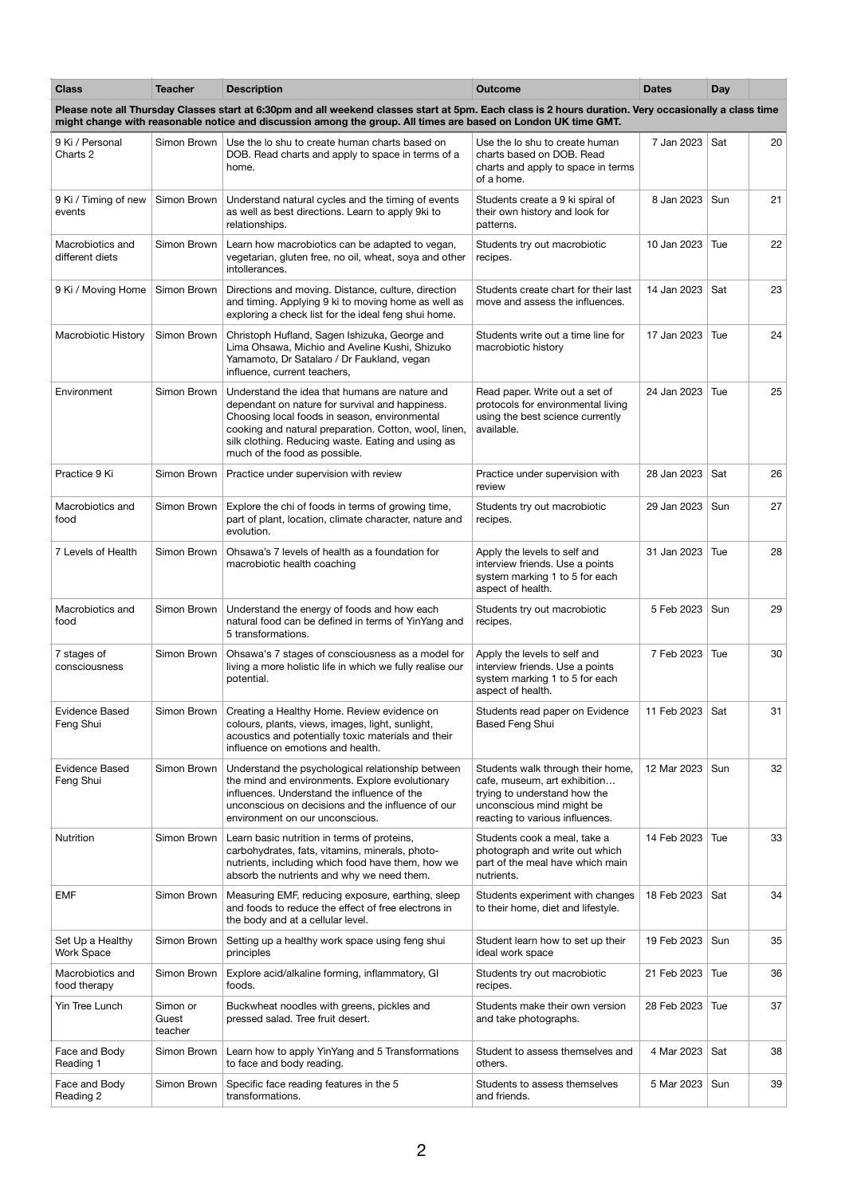| Class | Teacher | Description | Outcome | Dates | Day | |
|---|---|---|---|---|---|---|
| **Please note all Thursday Classes start at 6:30pm and all weekend classes start at 5pm. Each class is 2 hours duration. Very occasionally a class time might change with reasonable notice and discussion among the group. All times are based on London UK time GMT.** | | | | | | |
| 9 Ki / Personal Charts 2 | Simon Brown | Use the lo shu to create human charts based on DOB. Read charts and apply to space in terms of a home. | Use the lo shu to create human charts based on DOB. Read charts and apply to space in terms of a home. | 7 Jan 2023 | Sat | 20 |
| 9 Ki / Timing of new events | Simon Brown | Understand natural cycles and the timing of events as well as best directions. Learn to apply 9ki to relationships. | Students create a 9 ki spiral of their own history and look for patterns. | 8 Jan 2023 | Sun | 21 |
| Macrobiotics and different diets | Simon Brown | Learn how macrobiotics can be adapted to vegan, vegetarian, gluten free, no oil, wheat, soya and other intollerances. | Students try out macrobiotic recipes. | 10 Jan 2023 | Tue | 22 |
| 9 Ki / Moving Home | Simon Brown | Directions and moving. Distance, culture, direction and timing. Applying 9 ki to moving home as well as exploring a check list for the ideal feng shui home. | Students create chart for their last move and assess the influences. | 14 Jan 2023 | Sat | 23 |
| Macrobiotic History | Simon Brown | Christoph Hufland, Sagen Ishizuka, George and Lima Ohsawa, Michio and Aveline Kushi, Shizuko Yamamoto, Dr Satalaro / Dr Faukland, vegan influence, current teachers, | Students write out a time line for macrobiotic history | 17 Jan 2023 | Tue | 24 |
| Environment | Simon Brown | Understand the idea that humans are nature and dependant on nature for survival and happiness. Choosing local foods in season, environmental cooking and natural preparation. Cotton, wool, linen, silk clothing. Reducing waste. Eating and using as much of the food as possible. | Read paper. Write out a set of protocols for environmental living using the best science currently available. | 24 Jan 2023 | Tue | 25 |
| Practice 9 Ki | Simon Brown | Practice under supervision with review | Practice under supervision with review | 28 Jan 2023 | Sat | 26 |
| Macrobiotics and food | Simon Brown | Explore the chi of foods in terms of growing time, part of plant, location, climate character, nature and evolution. | Students try out macrobiotic recipes. | 29 Jan 2023 | Sun | 27 |
| 7 Levels of Health | Simon Brown | Ohsawa's 7 levels of health as a foundation for macrobiotic health coaching | Apply the levels to self and interview friends. Use a points system marking 1 to 5 for each aspect of health. | 31 Jan 2023 | Tue | 28 |
| Macrobiotics and food | Simon Brown | Understand the energy of foods and how each natural food can be defined in terms of YinYang and 5 transformations. | Students try out macrobiotic recipes. | 5 Feb 2023 | Sun | 29 |
| 7 stages of consciousness | Simon Brown | Ohsawa's 7 stages of consciousness as a model for living a more holistic life in which we fully realise our potential. | Apply the levels to self and interview friends. Use a points system marking 1 to 5 for each aspect of health. | 7 Feb 2023 | Tue | 30 |
| Evidence Based Feng Shui | Simon Brown | Creating a Healthy Home. Review evidence on colours, plants, views, images, light, sunlight, acoustics and potentially toxic materials and their influence on emotions and health. | Students read paper on Evidence Based Feng Shui | 11 Feb 2023 | Sat | 31 |
| Evidence Based Feng Shui | Simon Brown | Understand the psychological relationship between the mind and environments. Explore evolutionary influences. Understand the influence of the unconscious on decisions and the influence of our environment on our unconscious. | Students walk through their home, cafe, museum, art exhibition… trying to understand how the unconscious mind might be reacting to various influences. | 12 Mar 2023 | Sun | 32 |
| Nutrition | Simon Brown | Learn basic nutrition in terms of proteins, carbohydrates, fats, vitamins, minerals, photo-nutrients, including which food have them, how we absorb the nutrients and why we need them. | Students cook a meal, take a photograph and write out which part of the meal have which main nutrients. | 14 Feb 2023 | Tue | 33 |
| EMF | Simon Brown | Measuring EMF, reducing exposure, earthing, sleep and foods to reduce the effect of free electrons in the body and at a cellular level. | Students experiment with changes to their home, diet and lifestyle. | 18 Feb 2023 | Sat | 34 |
| Set Up a Healthy Work Space | Simon Brown | Setting up a healthy work space using feng shui principles | Student learn how to set up their ideal work space | 19 Feb 2023 | Sun | 35 |
| Macrobiotics and food therapy | Simon Brown | Explore acid/alkaline forming, inflammatory, GI foods. | Students try out macrobiotic recipes. | 21 Feb 2023 | Tue | 36 |
| Yin Tree Lunch | Simon or Guest teacher | Buckwheat noodles with greens, pickles and pressed salad. Tree fruit desert. | Students make their own version and take photographs. | 28 Feb 2023 | Tue | 37 |
| Face and Body Reading 1 | Simon Brown | Learn how to apply YinYang and 5 Transformations to face and body reading. | Student to assess themselves and others. | 4 Mar 2023 | Sat | 38 |
| Face and Body Reading 2 | Simon Brown | Specific face reading features in the 5 transformations. | Students to assess themselves and friends. | 5 Mar 2023 | Sun | 39 |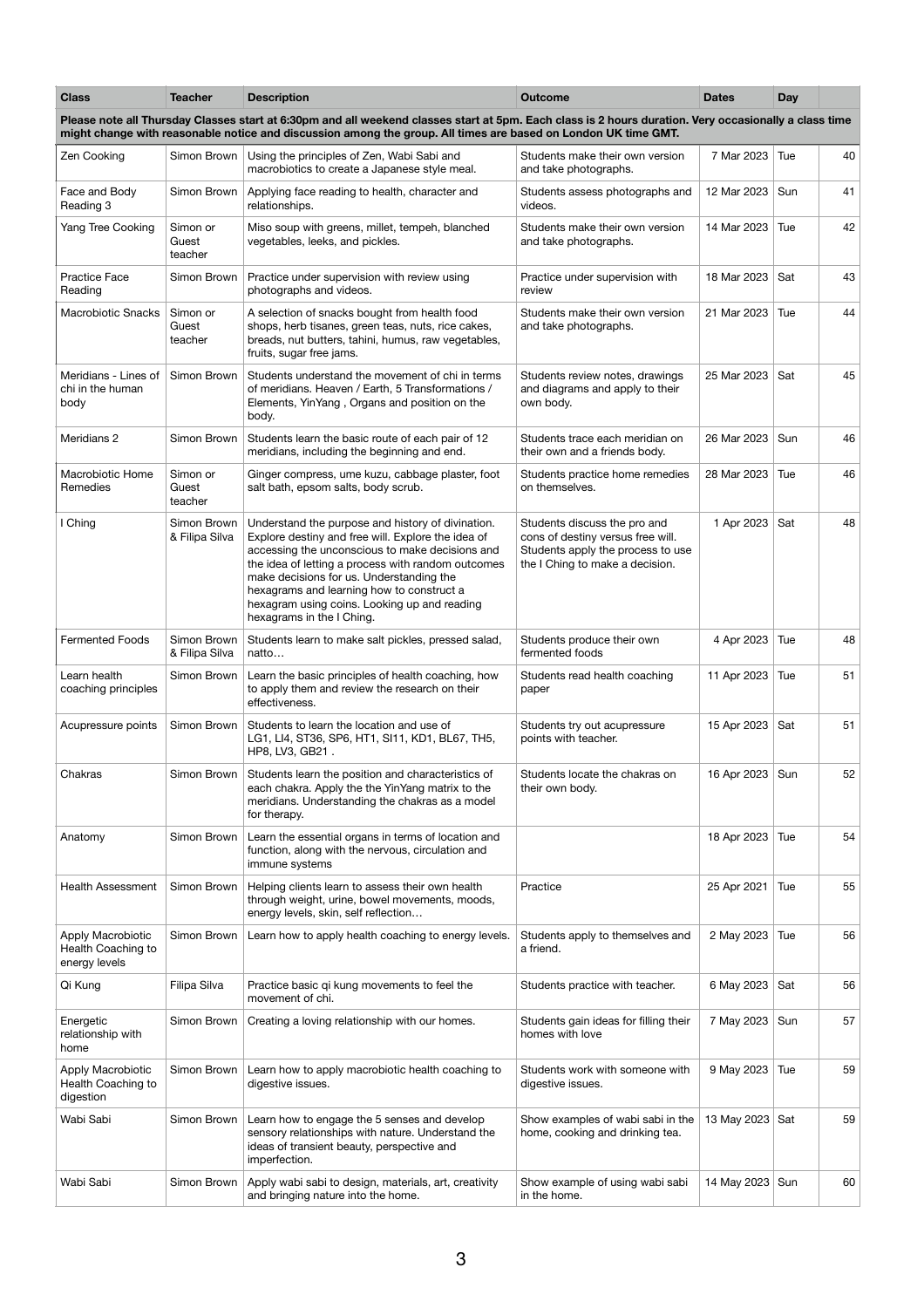| Class | Teacher | Description | Outcome | Dates | Day | |
|---|---|---|---|---|---|---|
| Please note all Thursday Classes start at 6:30pm and all weekend classes start at 5pm. Each class is 2 hours duration. Very occasionally a class time might change with reasonable notice and discussion among the group. All times are based on London UK time GMT. | | | | | | |
| Zen Cooking | Simon Brown | Using the principles of Zen, Wabi Sabi and macrobiotics to create a Japanese style meal. | Students make their own version and take photographs. | 7 Mar 2023 | Tue | 40 |
| Face and Body Reading 3 | Simon Brown | Applying face reading to health, character and relationships. | Students assess photographs and videos. | 12 Mar 2023 | Sun | 41 |
| Yang Tree Cooking | Simon or Guest teacher | Miso soup with greens, millet, tempeh, blanched vegetables, leeks, and pickles. | Students make their own version and take photographs. | 14 Mar 2023 | Tue | 42 |
| Practice Face Reading | Simon Brown | Practice under supervision with review using photographs and videos. | Practice under supervision with review | 18 Mar 2023 | Sat | 43 |
| Macrobiotic Snacks | Simon or Guest teacher | A selection of snacks bought from health food shops, herb tisanes, green teas, nuts, rice cakes, breads, nut butters, tahini, humus, raw vegetables, fruits, sugar free jams. | Students make their own version and take photographs. | 21 Mar 2023 | Tue | 44 |
| Meridians - Lines of chi in the human body | Simon Brown | Students understand the movement of chi in terms of meridians. Heaven / Earth, 5 Transformations / Elements, YinYang , Organs and position on the body. | Students review notes, drawings and diagrams and apply to their own body. | 25 Mar 2023 | Sat | 45 |
| Meridians 2 | Simon Brown | Students learn the basic route of each pair of 12 meridians, including the beginning and end. | Students trace each meridian on their own and a friends body. | 26 Mar 2023 | Sun | 46 |
| Macrobiotic Home Remedies | Simon or Guest teacher | Ginger compress, ume kuzu, cabbage plaster, foot salt bath, epsom salts, body scrub. | Students practice home remedies on themselves. | 28 Mar 2023 | Tue | 46 |
| I Ching | Simon Brown & Filipa Silva | Understand the purpose and history of divination. Explore destiny and free will. Explore the idea of accessing the unconscious to make decisions and the idea of letting a process with random outcomes make decisions for us. Understanding the hexagrams and learning how to construct a hexagram using coins. Looking up and reading hexagrams in the I Ching. | Students discuss the pro and cons of destiny versus free will. Students apply the process to use the I Ching to make a decision. | 1 Apr 2023 | Sat | 48 |
| Fermented Foods | Simon Brown & Filipa Silva | Students learn to make salt pickles, pressed salad, natto… | Students produce their own fermented foods | 4 Apr 2023 | Tue | 48 |
| Learn health coaching principles | Simon Brown | Learn the basic principles of health coaching, how to apply them and review the research on their effectiveness. | Students read health coaching paper | 11 Apr 2023 | Tue | 51 |
| Acupressure points | Simon Brown | Students to learn the location and use of LG1, LI4, ST36, SP6, HT1, SI11, KD1, BL67, TH5, HP8, LV3, GB21 . | Students try out acupressure points with teacher. | 15 Apr 2023 | Sat | 51 |
| Chakras | Simon Brown | Students learn the position and characteristics of each chakra. Apply the the YinYang matrix to the meridians. Understanding the chakras as a model for therapy. | Students locate the chakras on their own body. | 16 Apr 2023 | Sun | 52 |
| Anatomy | Simon Brown | Learn the essential organs in terms of location and function, along with the nervous, circulation and immune systems | | 18 Apr 2023 | Tue | 54 |
| Health Assessment | Simon Brown | Helping clients learn to assess their own health through weight, urine, bowel movements, moods, energy levels, skin, self reflection… | Practice | 25 Apr 2021 | Tue | 55 |
| Apply Macrobiotic Health Coaching to energy levels | Simon Brown | Learn how to apply health coaching to energy levels. | Students apply to themselves and a friend. | 2 May 2023 | Tue | 56 |
| Qi Kung | Filipa Silva | Practice basic qi kung movements to feel the movement of chi. | Students practice with teacher. | 6 May 2023 | Sat | 56 |
| Energetic relationship with home | Simon Brown | Creating a loving relationship with our homes. | Students gain ideas for filling their homes with love | 7 May 2023 | Sun | 57 |
| Apply Macrobiotic Health Coaching to digestion | Simon Brown | Learn how to apply macrobiotic health coaching to digestive issues. | Students work with someone with digestive issues. | 9 May 2023 | Tue | 59 |
| Wabi Sabi | Simon Brown | Learn how to engage the 5 senses and develop sensory relationships with nature. Understand the ideas of transient beauty, perspective and imperfection. | Show examples of wabi sabi in the home, cooking and drinking tea. | 13 May 2023 | Sat | 59 |
| Wabi Sabi | Simon Brown | Apply wabi sabi to design, materials, art, creativity and bringing nature into the home. | Show example of using wabi sabi in the home. | 14 May 2023 | Sun | 60 |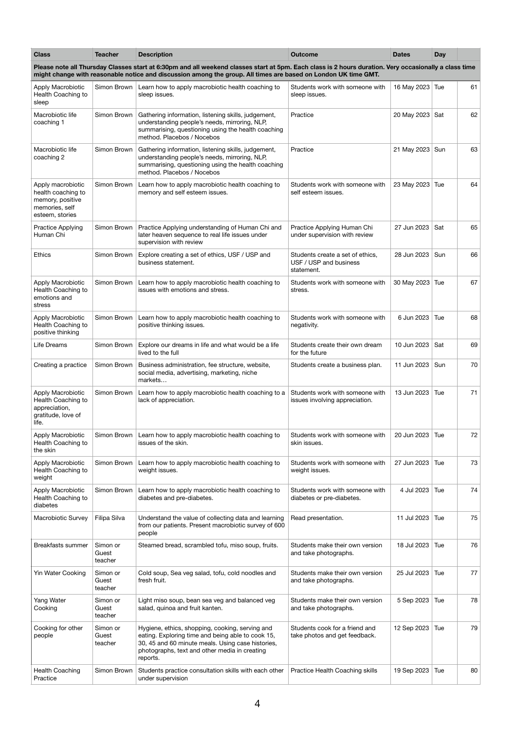| Class | Teacher | Description | Outcome | Dates | Day | |
|---|---|---|---|---|---|---|
| **Please note all Thursday Classes start at 6:30pm and all weekend classes start at 5pm. Each class is 2 hours duration. Very occasionally a class time might change with reasonable notice and discussion among the group. All times are based on London UK time GMT.** | | | | | | |
| Apply Macrobiotic Health Coaching to sleep | Simon Brown | Learn how to apply macrobiotic health coaching to sleep issues. | Students work with someone with sleep issues. | 16 May 2023 | Tue | 61 |
| Macrobiotic life coaching 1 | Simon Brown | Gathering information, listening skills, judgement, understanding people's needs, mirroring, NLP, summarising, questioning using the health coaching method. Placebos / Nocebos | Practice | 20 May 2023 | Sat | 62 |
| Macrobiotic life coaching 2 | Simon Brown | Gathering information, listening skills, judgement, understanding people's needs, mirroring, NLP, summarising, questioning using the health coaching method. Placebos / Nocebos | Practice | 21 May 2023 | Sun | 63 |
| Apply macrobiotic health coaching to memory, positive memories, self esteem, stories | Simon Brown | Learn how to apply macrobiotic health coaching to memory and self esteem issues. | Students work with someone with self esteem issues. | 23 May 2023 | Tue | 64 |
| Practice Applying Human Chi | Simon Brown | Practice Applying understanding of Human Chi and later heaven sequence to real life issues under supervision with review | Practice Applying Human Chi under supervision with review | 27 Jun 2023 | Sat | 65 |
| Ethics | Simon Brown | Explore creating a set of ethics, USF / USP and business statement. | Students create a set of ethics, USF / USP and business statement. | 28 Jun 2023 | Sun | 66 |
| Apply Macrobiotic Health Coaching to emotions and stress | Simon Brown | Learn how to apply macrobiotic health coaching to issues with emotions and stress. | Students work with someone with stress. | 30 May 2023 | Tue | 67 |
| Apply Macrobiotic Health Coaching to positive thinking | Simon Brown | Learn how to apply macrobiotic health coaching to positive thinking issues. | Students work with someone with negativity. | 6 Jun 2023 | Tue | 68 |
| Life Dreams | Simon Brown | Explore our dreams in life and what would be a life lived to the full | Students create their own dream for the future | 10 Jun 2023 | Sat | 69 |
| Creating a practice | Simon Brown | Business administration, fee structure, website, social media, advertising, marketing, niche markets… | Students create a business plan. | 11 Jun 2023 | Sun | 70 |
| Apply Macrobiotic Health Coaching to appreciation, gratitude, love of life. | Simon Brown | Learn how to apply macrobiotic health coaching to a lack of appreciation. | Students work with someone with issues involving appreciation. | 13 Jun 2023 | Tue | 71 |
| Apply Macrobiotic Health Coaching to the skin | Simon Brown | Learn how to apply macrobiotic health coaching to issues of the skin. | Students work with someone with skin issues. | 20 Jun 2023 | Tue | 72 |
| Apply Macrobiotic Health Coaching to weight | Simon Brown | Learn how to apply macrobiotic health coaching to weight issues. | Students work with someone with weight issues. | 27 Jun 2023 | Tue | 73 |
| Apply Macrobiotic Health Coaching to diabetes | Simon Brown | Learn how to apply macrobiotic health coaching to diabetes and pre-diabetes. | Students work with someone with diabetes or pre-diabetes. | 4 Jul 2023 | Tue | 74 |
| Macrobiotic Survey | Filipa Silva | Understand the value of collecting data and learning from our patients. Present macrobiotic survey of 600 people | Read presentation. | 11 Jul 2023 | Tue | 75 |
| Breakfasts summer | Simon or Guest teacher | Steamed bread, scrambled tofu, miso soup, fruits. | Students make their own version and take photographs. | 18 Jul 2023 | Tue | 76 |
| Yin Water Cooking | Simon or Guest teacher | Cold soup, Sea veg salad, tofu, cold noodles and fresh fruit. | Students make their own version and take photographs. | 25 Jul 2023 | Tue | 77 |
| Yang Water Cooking | Simon or Guest teacher | Light miso soup, bean sea veg and balanced veg salad, quinoa and fruit kanten. | Students make their own version and take photographs. | 5 Sep 2023 | Tue | 78 |
| Cooking for other people | Simon or Guest teacher | Hygiene, ethics, shopping, cooking, serving and eating. Exploring time and being able to cook 15, 30, 45 and 60 minute meals. Using case histories, photographs, text and other media in creating reports. | Students cook for a friend and take photos and get feedback. | 12 Sep 2023 | Tue | 79 |
| Health Coaching Practice | Simon Brown | Students practice consultation skills with each other under supervision | Practice Health Coaching skills | 19 Sep 2023 | Tue | 80 |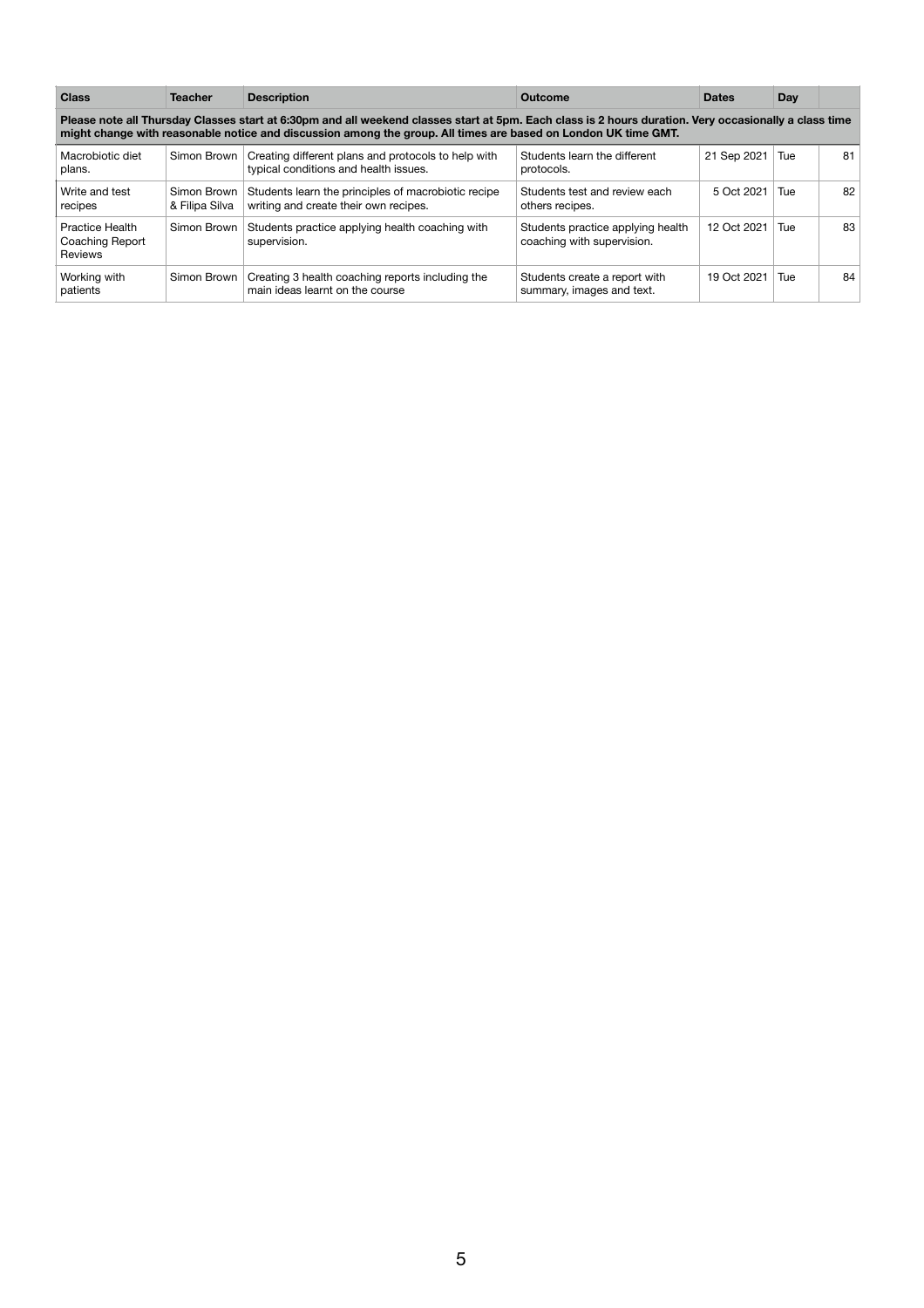| Class | Teacher | Description | Outcome | Dates | Day | |
|---|---|---|---|---|---|---|
| **Please note all Thursday Classes start at 6:30pm and all weekend classes start at 5pm. Each class is 2 hours duration. Very occasionally a class time might change with reasonable notice and discussion among the group. All times are based on London UK time GMT.** | | | | | | |
| Macrobiotic diet plans. | Simon Brown | Creating different plans and protocols to help with typical conditions and health issues. | Students learn the different protocols. | 21 Sep 2021 | Tue | 81 |
| Write and test recipes | Simon Brown & Filipa Silva | Students learn the principles of macrobiotic recipe writing and create their own recipes. | Students test and review each others recipes. | 5 Oct 2021 | Tue | 82 |
| Practice Health Coaching Report Reviews | Simon Brown | Students practice applying health coaching with supervision. | Students practice applying health coaching with supervision. | 12 Oct 2021 | Tue | 83 |
| Working with patients | Simon Brown | Creating 3 health coaching reports including the main ideas learnt on the course | Students create a report with summary, images and text. | 19 Oct 2021 | Tue | 84 |